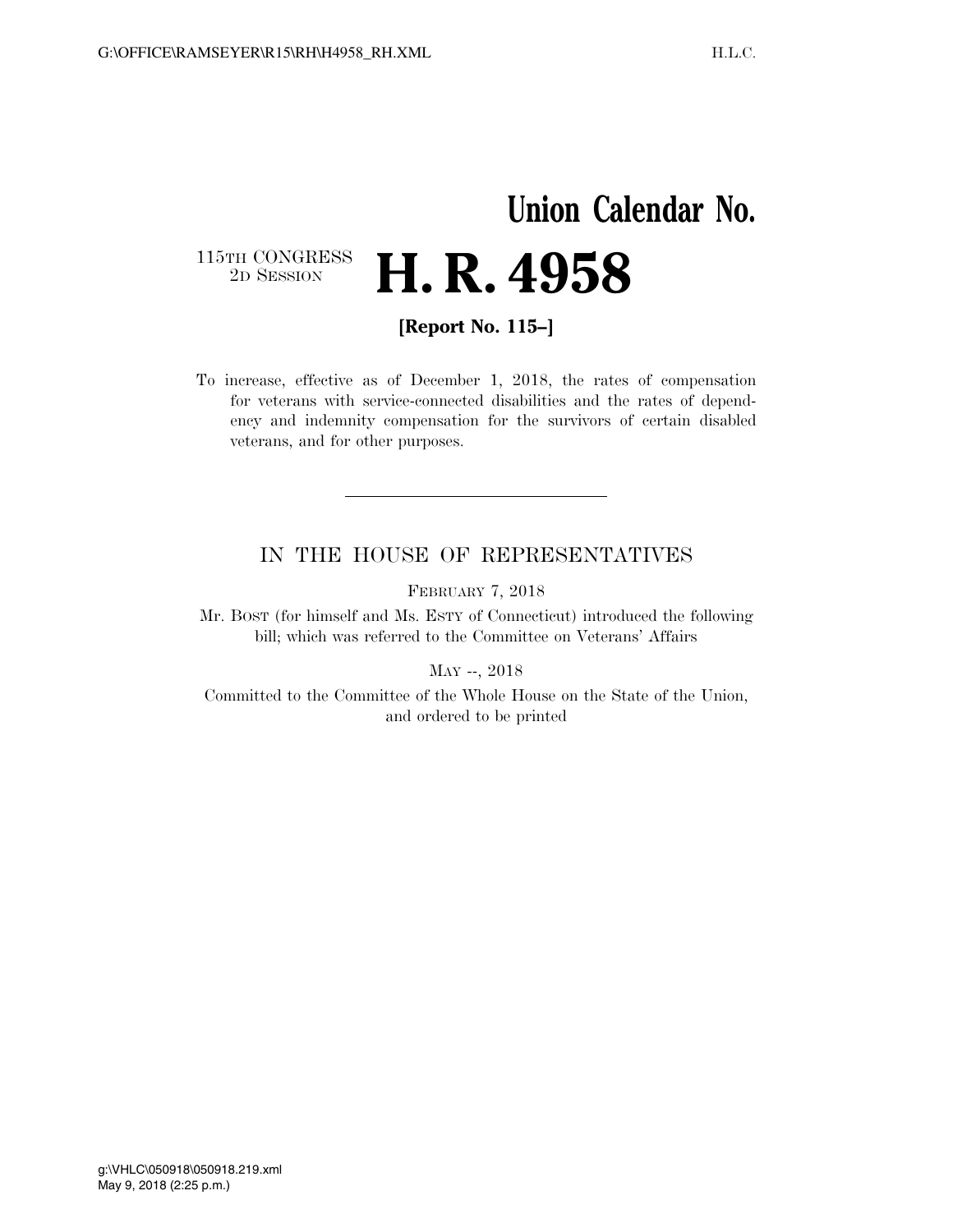# Union Calendar No.

115TH CONGRESS
2D SESSION

# H. R. 4958

**[Report No. 115–]**

To increase, effective as of December 1, 2018, the rates of compensation for veterans with service-connected disabilities and the rates of dependency and indemnity compensation for the survivors of certain disabled veterans, and for other purposes.

---

## IN THE HOUSE OF REPRESENTATIVES

FEBRUARY 7, 2018

Mr. BOST (for himself and Ms. ESTY of Connecticut) introduced the following bill; which was referred to the Committee on Veterans' Affairs

MAY --, 2018

Committed to the Committee of the Whole House on the State of the Union, and ordered to be printed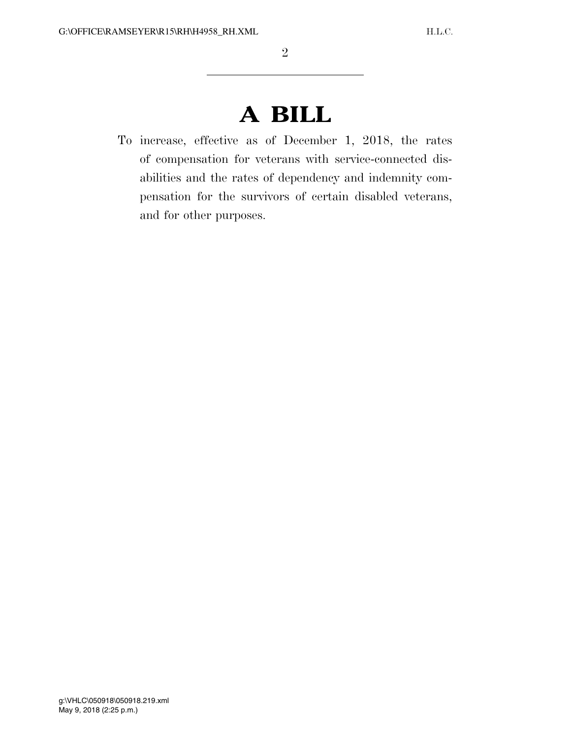# A BILL

To increase, effective as of December 1, 2018, the rates of compensation for veterans with service-connected disabilities and the rates of dependency and indemnity compensation for the survivors of certain disabled veterans, and for other purposes.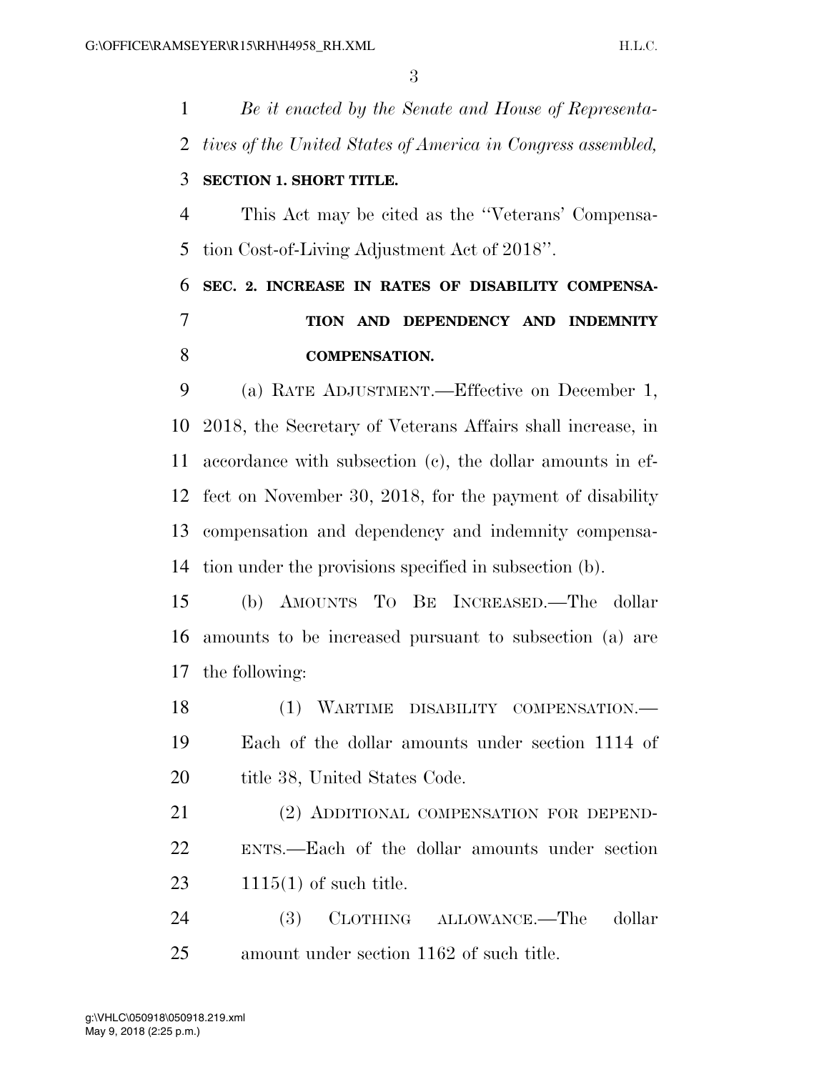*Be it enacted by the Senate and House of Representatives of the United States of America in Congress assembled,*

**SECTION 1. SHORT TITLE.**

This Act may be cited as the ''Veterans' Compensation Cost-of-Living Adjustment Act of 2018''.

**SEC. 2. INCREASE IN RATES OF DISABILITY COMPENSATION AND DEPENDENCY AND INDEMNITY COMPENSATION.**

(a) RATE ADJUSTMENT.—Effective on December 1, 2018, the Secretary of Veterans Affairs shall increase, in accordance with subsection (c), the dollar amounts in effect on November 30, 2018, for the payment of disability compensation and dependency and indemnity compensation under the provisions specified in subsection (b).

(b) AMOUNTS TO BE INCREASED.—The dollar amounts to be increased pursuant to subsection (a) are the following:

(1) WARTIME DISABILITY COMPENSATION.—Each of the dollar amounts under section 1114 of title 38, United States Code.

(2) ADDITIONAL COMPENSATION FOR DEPENDENTS.—Each of the dollar amounts under section 1115(1) of such title.

(3) CLOTHING ALLOWANCE.—The dollar amount under section 1162 of such title.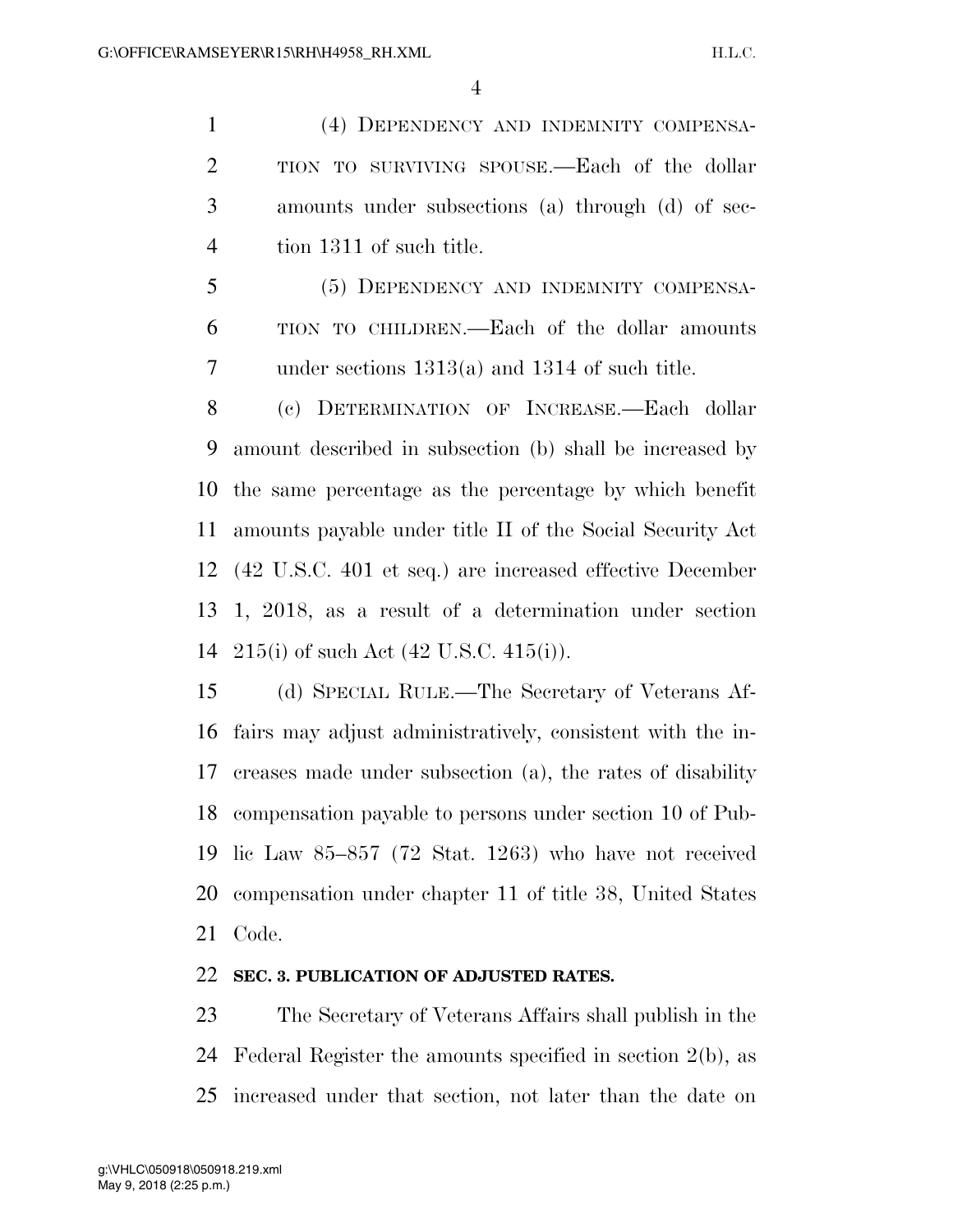(4) DEPENDENCY AND INDEMNITY COMPENSATION TO SURVIVING SPOUSE.—Each of the dollar amounts under subsections (a) through (d) of section 1311 of such title.

(5) DEPENDENCY AND INDEMNITY COMPENSATION TO CHILDREN.—Each of the dollar amounts under sections 1313(a) and 1314 of such title.

(c) DETERMINATION OF INCREASE.—Each dollar amount described in subsection (b) shall be increased by the same percentage as the percentage by which benefit amounts payable under title II of the Social Security Act (42 U.S.C. 401 et seq.) are increased effective December 1, 2018, as a result of a determination under section 215(i) of such Act (42 U.S.C. 415(i)).

(d) SPECIAL RULE.—The Secretary of Veterans Affairs may adjust administratively, consistent with the increases made under subsection (a), the rates of disability compensation payable to persons under section 10 of Public Law 85–857 (72 Stat. 1263) who have not received compensation under chapter 11 of title 38, United States Code.

**SEC. 3. PUBLICATION OF ADJUSTED RATES.**

The Secretary of Veterans Affairs shall publish in the Federal Register the amounts specified in section 2(b), as increased under that section, not later than the date on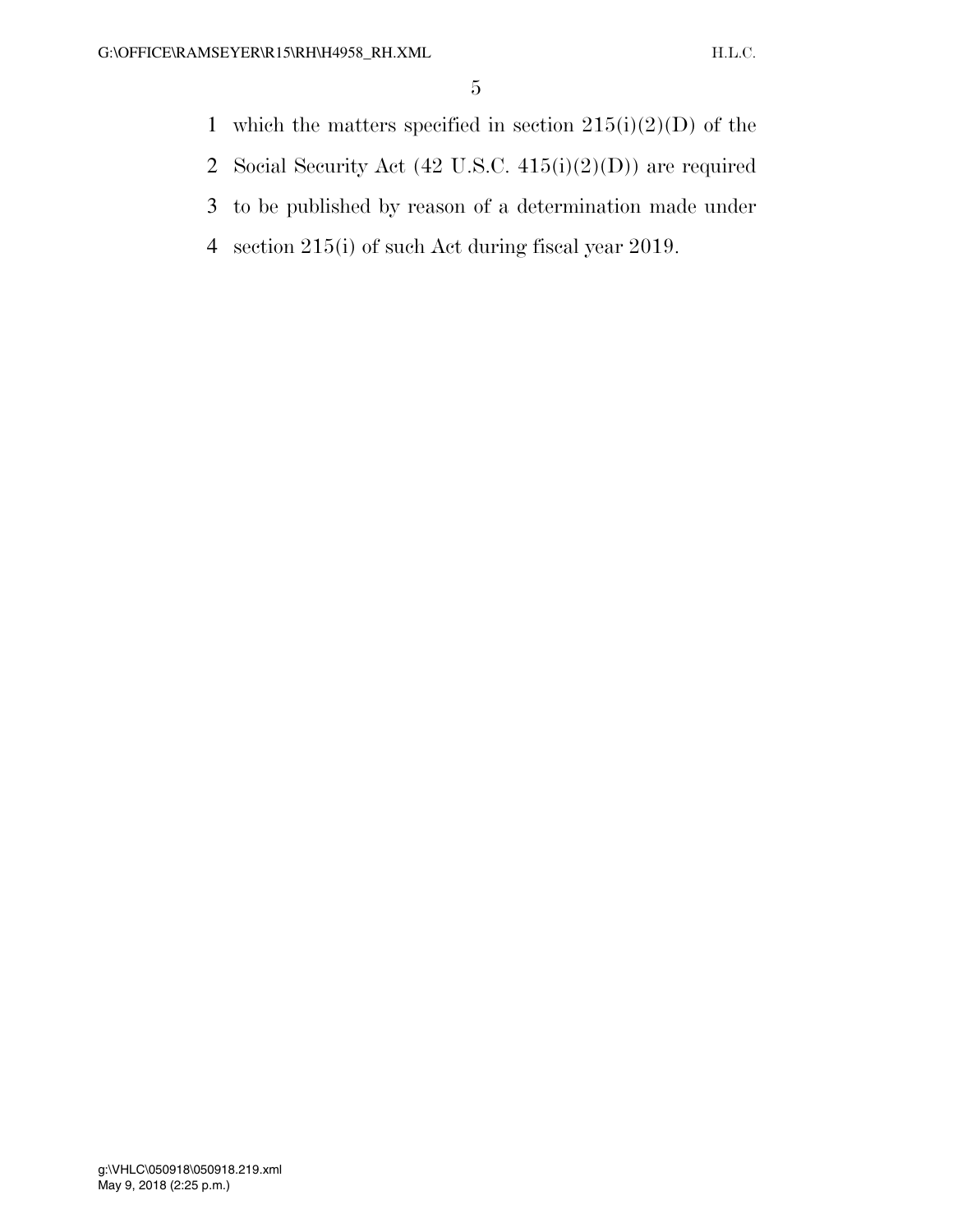which the matters specified in section 215(i)(2)(D) of the Social Security Act (42 U.S.C. 415(i)(2)(D)) are required to be published by reason of a determination made under section 215(i) of such Act during fiscal year 2019.